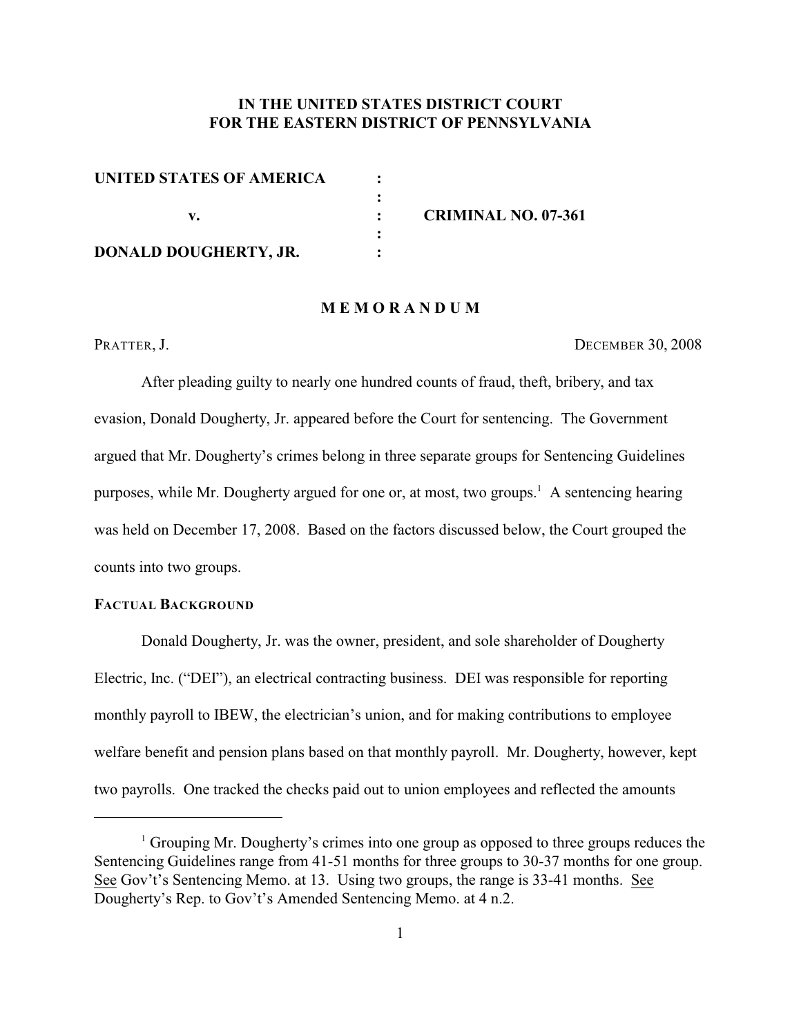**IN THE UNITED STATES DISTRICT COURT**
**FOR THE EASTERN DISTRICT OF PENNSYLVANIA**

| | | |
|---|---|---|
| **UNITED STATES OF AMERICA** | : | |
| | : | |
| **v.** | : | **CRIMINAL NO. 07-361** |
| | : | |
| **DONALD DOUGHERTY, JR.** | : | |

# M E M O R A N D U M

PRATTER, J. DECEMBER 30, 2008

After pleading guilty to nearly one hundred counts of fraud, theft, bribery, and tax evasion, Donald Dougherty, Jr. appeared before the Court for sentencing. The Government argued that Mr. Dougherty's crimes belong in three separate groups for Sentencing Guidelines purposes, while Mr. Dougherty argued for one or, at most, two groups.[1] A sentencing hearing was held on December 17, 2008. Based on the factors discussed below, the Court grouped the counts into two groups.

## FACTUAL BACKGROUND

Donald Dougherty, Jr. was the owner, president, and sole shareholder of Dougherty Electric, Inc. ("DEI"), an electrical contracting business. DEI was responsible for reporting monthly payroll to IBEW, the electrician's union, and for making contributions to employee welfare benefit and pension plans based on that monthly payroll. Mr. Dougherty, however, kept two payrolls. One tracked the checks paid out to union employees and reflected the amounts

---

[1] Grouping Mr. Dougherty's crimes into one group as opposed to three groups reduces the Sentencing Guidelines range from 41-51 months for three groups to 30-37 months for one group. See Gov't's Sentencing Memo. at 13. Using two groups, the range is 33-41 months. See Dougherty's Rep. to Gov't's Amended Sentencing Memo. at 4 n.2.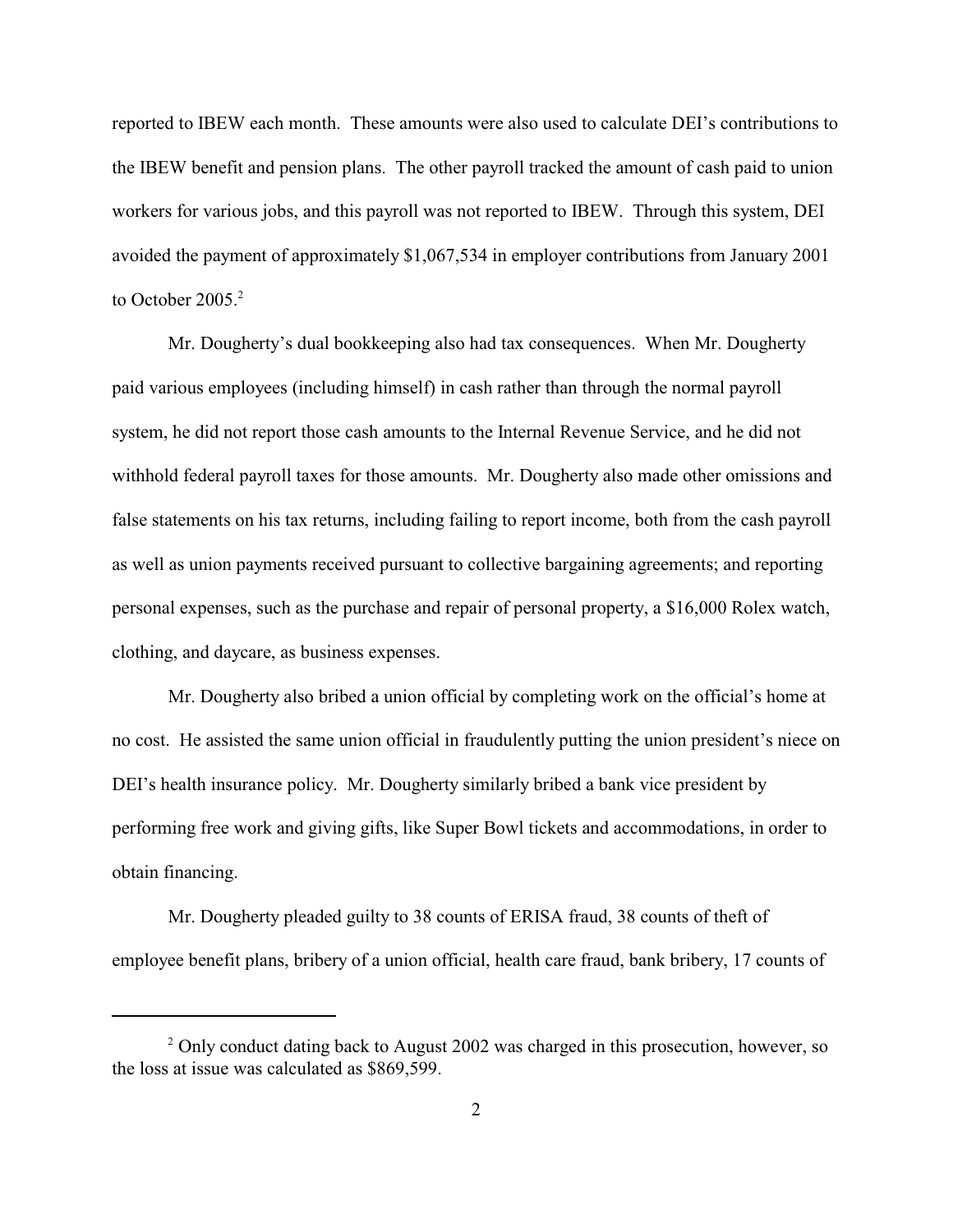reported to IBEW each month. These amounts were also used to calculate DEI's contributions to the IBEW benefit and pension plans. The other payroll tracked the amount of cash paid to union workers for various jobs, and this payroll was not reported to IBEW. Through this system, DEI avoided the payment of approximately $1,067,534 in employer contributions from January 2001 to October 2005.[2]

Mr. Dougherty's dual bookkeeping also had tax consequences. When Mr. Dougherty paid various employees (including himself) in cash rather than through the normal payroll system, he did not report those cash amounts to the Internal Revenue Service, and he did not withhold federal payroll taxes for those amounts. Mr. Dougherty also made other omissions and false statements on his tax returns, including failing to report income, both from the cash payroll as well as union payments received pursuant to collective bargaining agreements; and reporting personal expenses, such as the purchase and repair of personal property, a $16,000 Rolex watch, clothing, and daycare, as business expenses.

Mr. Dougherty also bribed a union official by completing work on the official's home at no cost. He assisted the same union official in fraudulently putting the union president's niece on DEI's health insurance policy. Mr. Dougherty similarly bribed a bank vice president by performing free work and giving gifts, like Super Bowl tickets and accommodations, in order to obtain financing.

Mr. Dougherty pleaded guilty to 38 counts of ERISA fraud, 38 counts of theft of employee benefit plans, bribery of a union official, health care fraud, bank bribery, 17 counts of

---

[2] Only conduct dating back to August 2002 was charged in this prosecution, however, so the loss at issue was calculated as $869,599.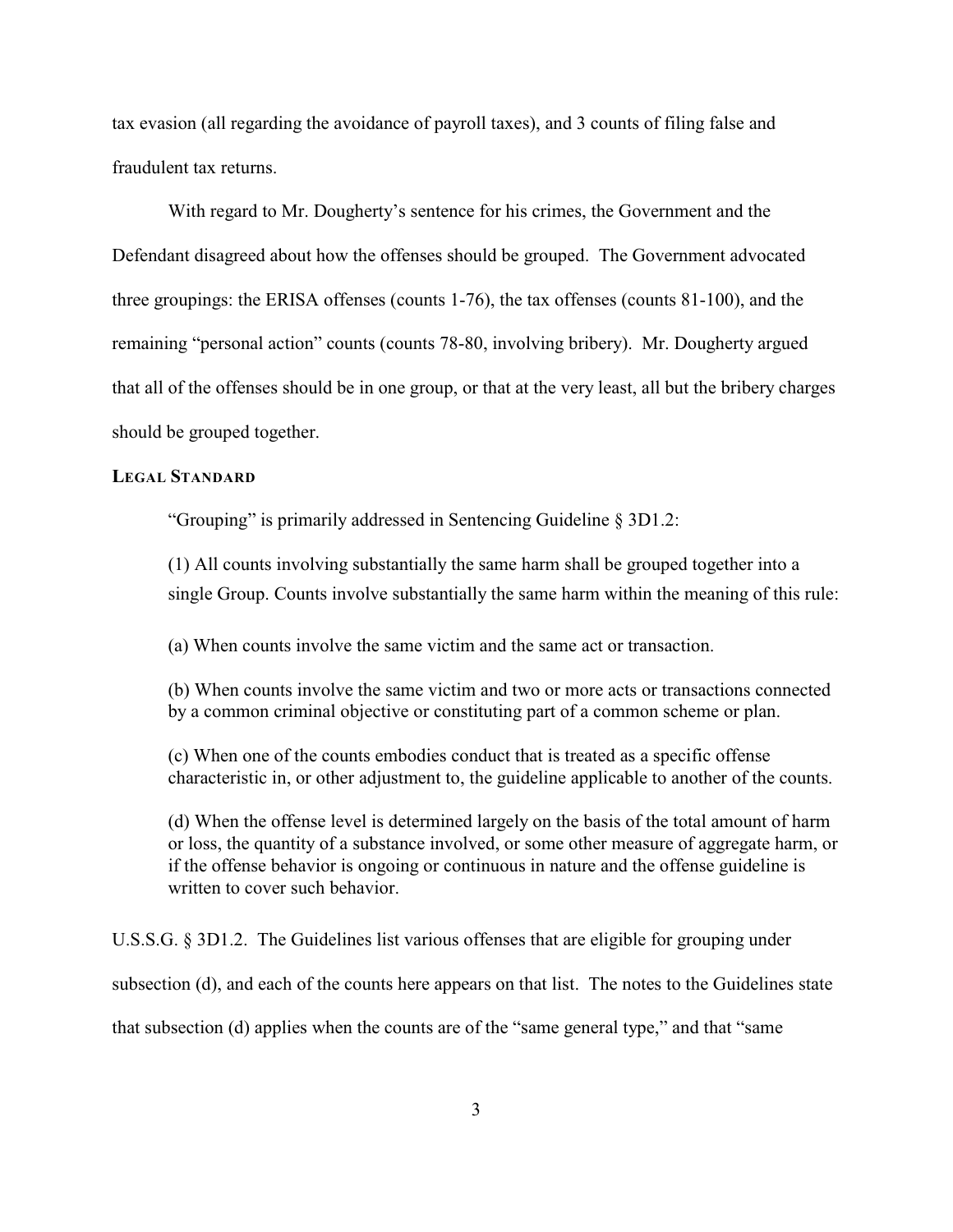tax evasion (all regarding the avoidance of payroll taxes), and 3 counts of filing false and fraudulent tax returns.

With regard to Mr. Dougherty's sentence for his crimes, the Government and the Defendant disagreed about how the offenses should be grouped. The Government advocated three groupings: the ERISA offenses (counts 1-76), the tax offenses (counts 81-100), and the remaining "personal action" counts (counts 78-80, involving bribery). Mr. Dougherty argued that all of the offenses should be in one group, or that at the very least, all but the bribery charges should be grouped together.

**LEGAL STANDARD**

"Grouping" is primarily addressed in Sentencing Guideline § 3D1.2:

> (1) All counts involving substantially the same harm shall be grouped together into a single Group. Counts involve substantially the same harm within the meaning of this rule:
>
> (a) When counts involve the same victim and the same act or transaction.
>
> (b) When counts involve the same victim and two or more acts or transactions connected by a common criminal objective or constituting part of a common scheme or plan.
>
> (c) When one of the counts embodies conduct that is treated as a specific offense characteristic in, or other adjustment to, the guideline applicable to another of the counts.
>
> (d) When the offense level is determined largely on the basis of the total amount of harm or loss, the quantity of a substance involved, or some other measure of aggregate harm, or if the offense behavior is ongoing or continuous in nature and the offense guideline is written to cover such behavior.

U.S.S.G. § 3D1.2. The Guidelines list various offenses that are eligible for grouping under subsection (d), and each of the counts here appears on that list. The notes to the Guidelines state that subsection (d) applies when the counts are of the "same general type," and that "same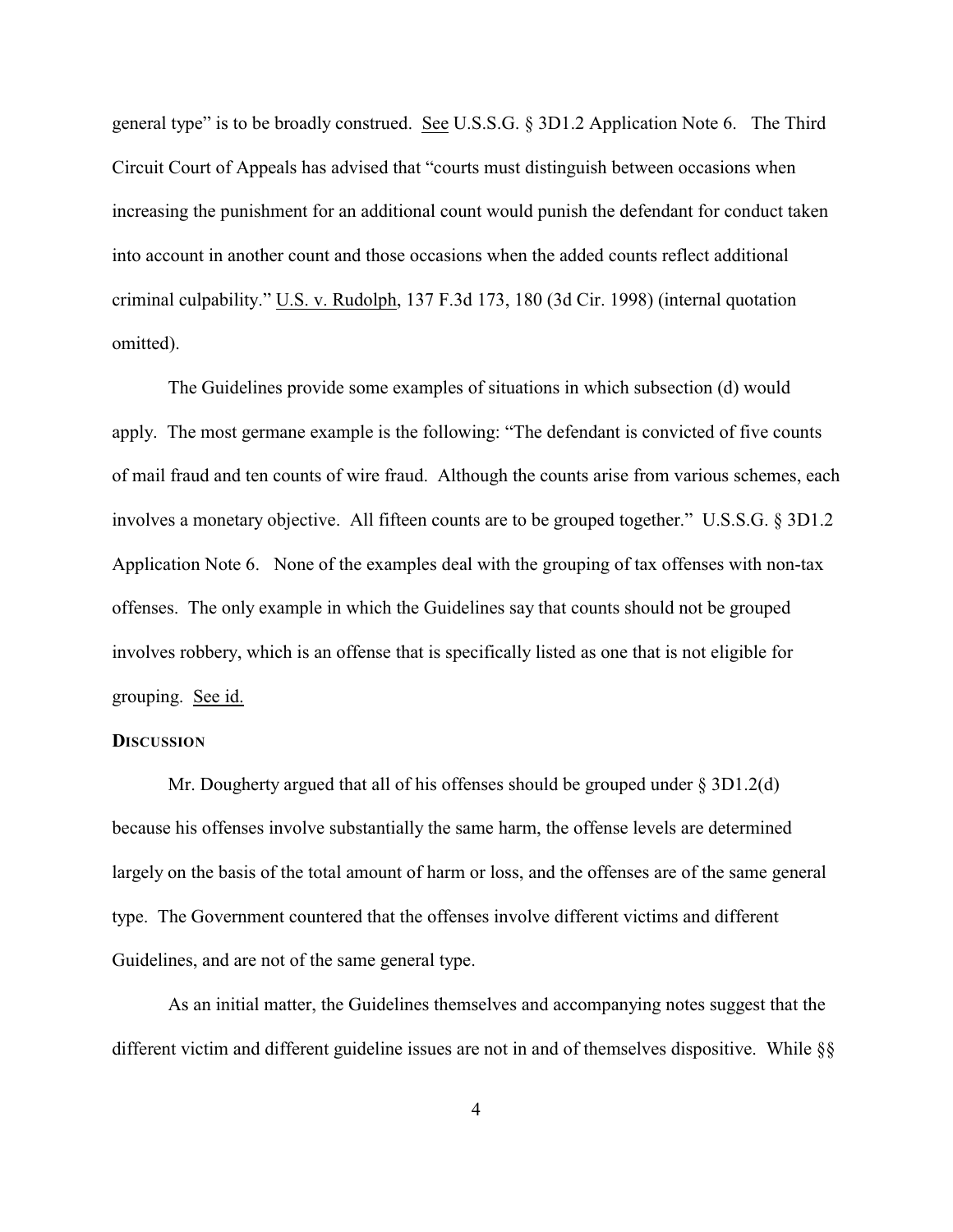general type" is to be broadly construed. See U.S.S.G. § 3D1.2 Application Note 6. The Third Circuit Court of Appeals has advised that "courts must distinguish between occasions when increasing the punishment for an additional count would punish the defendant for conduct taken into account in another count and those occasions when the added counts reflect additional criminal culpability." U.S. v. Rudolph, 137 F.3d 173, 180 (3d Cir. 1998) (internal quotation omitted).

The Guidelines provide some examples of situations in which subsection (d) would apply. The most germane example is the following: "The defendant is convicted of five counts of mail fraud and ten counts of wire fraud. Although the counts arise from various schemes, each involves a monetary objective. All fifteen counts are to be grouped together." U.S.S.G. § 3D1.2 Application Note 6. None of the examples deal with the grouping of tax offenses with non-tax offenses. The only example in which the Guidelines say that counts should not be grouped involves robbery, which is an offense that is specifically listed as one that is not eligible for grouping. See id.

**DISCUSSION**

Mr. Dougherty argued that all of his offenses should be grouped under § 3D1.2(d) because his offenses involve substantially the same harm, the offense levels are determined largely on the basis of the total amount of harm or loss, and the offenses are of the same general type. The Government countered that the offenses involve different victims and different Guidelines, and are not of the same general type.

As an initial matter, the Guidelines themselves and accompanying notes suggest that the different victim and different guideline issues are not in and of themselves dispositive. While §§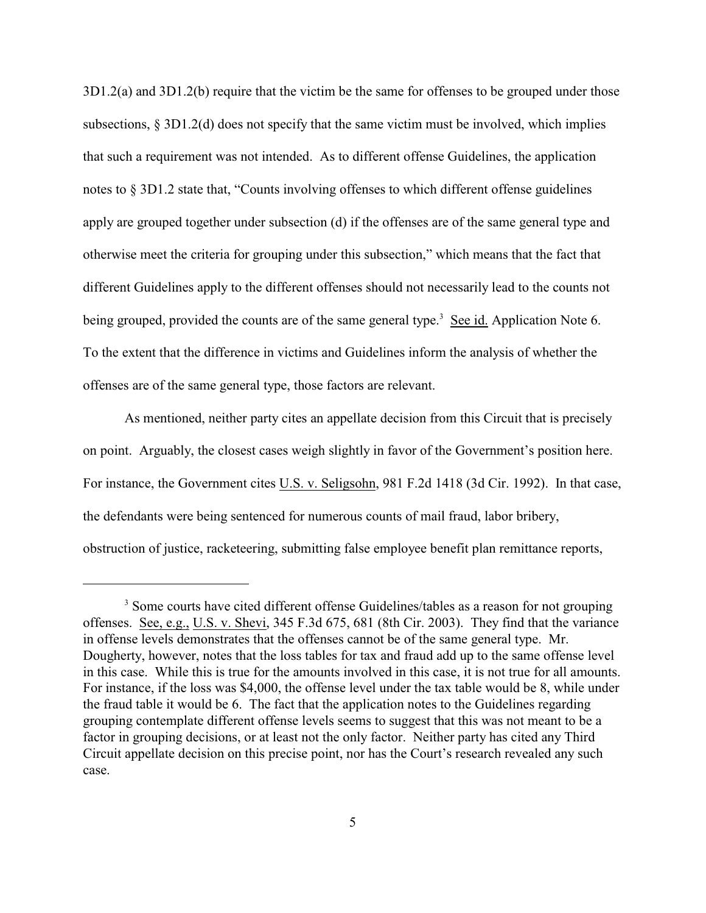3D1.2(a) and 3D1.2(b) require that the victim be the same for offenses to be grouped under those subsections, § 3D1.2(d) does not specify that the same victim must be involved, which implies that such a requirement was not intended. As to different offense Guidelines, the application notes to § 3D1.2 state that, "Counts involving offenses to which different offense guidelines apply are grouped together under subsection (d) if the offenses are of the same general type and otherwise meet the criteria for grouping under this subsection," which means that the fact that different Guidelines apply to the different offenses should not necessarily lead to the counts not being grouped, provided the counts are of the same general type.[3] See id. Application Note 6. To the extent that the difference in victims and Guidelines inform the analysis of whether the offenses are of the same general type, those factors are relevant.

As mentioned, neither party cites an appellate decision from this Circuit that is precisely on point. Arguably, the closest cases weigh slightly in favor of the Government's position here. For instance, the Government cites U.S. v. Seligsohn, 981 F.2d 1418 (3d Cir. 1992). In that case, the defendants were being sentenced for numerous counts of mail fraud, labor bribery, obstruction of justice, racketeering, submitting false employee benefit plan remittance reports,

---

[3] Some courts have cited different offense Guidelines/tables as a reason for not grouping offenses. See, e.g., U.S. v. Shevi, 345 F.3d 675, 681 (8th Cir. 2003). They find that the variance in offense levels demonstrates that the offenses cannot be of the same general type. Mr. Dougherty, however, notes that the loss tables for tax and fraud add up to the same offense level in this case. While this is true for the amounts involved in this case, it is not true for all amounts. For instance, if the loss was $4,000, the offense level under the tax table would be 8, while under the fraud table it would be 6. The fact that the application notes to the Guidelines regarding grouping contemplate different offense levels seems to suggest that this was not meant to be a factor in grouping decisions, or at least not the only factor. Neither party has cited any Third Circuit appellate decision on this precise point, nor has the Court's research revealed any such case.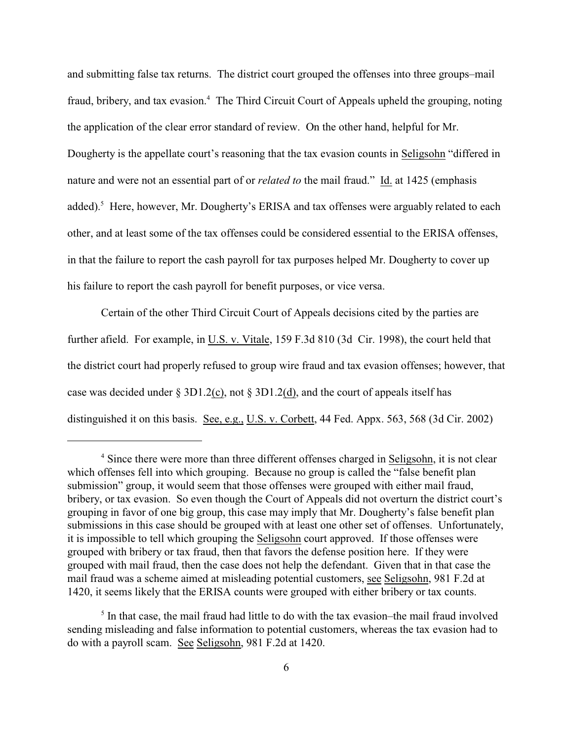and submitting false tax returns. The district court grouped the offenses into three groups–mail fraud, bribery, and tax evasion.[4] The Third Circuit Court of Appeals upheld the grouping, noting the application of the clear error standard of review. On the other hand, helpful for Mr. Dougherty is the appellate court's reasoning that the tax evasion counts in Seligsohn "differed in nature and were not an essential part of or *related to* the mail fraud." Id. at 1425 (emphasis added).[5] Here, however, Mr. Dougherty's ERISA and tax offenses were arguably related to each other, and at least some of the tax offenses could be considered essential to the ERISA offenses, in that the failure to report the cash payroll for tax purposes helped Mr. Dougherty to cover up his failure to report the cash payroll for benefit purposes, or vice versa.

Certain of the other Third Circuit Court of Appeals decisions cited by the parties are further afield. For example, in U.S. v. Vitale, 159 F.3d 810 (3d Cir. 1998), the court held that the district court had properly refused to group wire fraud and tax evasion offenses; however, that case was decided under § 3D1.2(c), not § 3D1.2(d), and the court of appeals itself has distinguished it on this basis. See, e.g., U.S. v. Corbett, 44 Fed. Appx. 563, 568 (3d Cir. 2002)

---

[4] Since there were more than three different offenses charged in Seligsohn, it is not clear which offenses fell into which grouping. Because no group is called the "false benefit plan submission" group, it would seem that those offenses were grouped with either mail fraud, bribery, or tax evasion. So even though the Court of Appeals did not overturn the district court's grouping in favor of one big group, this case may imply that Mr. Dougherty's false benefit plan submissions in this case should be grouped with at least one other set of offenses. Unfortunately, it is impossible to tell which grouping the Seligsohn court approved. If those offenses were grouped with bribery or tax fraud, then that favors the defense position here. If they were grouped with mail fraud, then the case does not help the defendant. Given that in that case the mail fraud was a scheme aimed at misleading potential customers, see Seligsohn, 981 F.2d at 1420, it seems likely that the ERISA counts were grouped with either bribery or tax counts.

[5] In that case, the mail fraud had little to do with the tax evasion–the mail fraud involved sending misleading and false information to potential customers, whereas the tax evasion had to do with a payroll scam. See Seligsohn, 981 F.2d at 1420.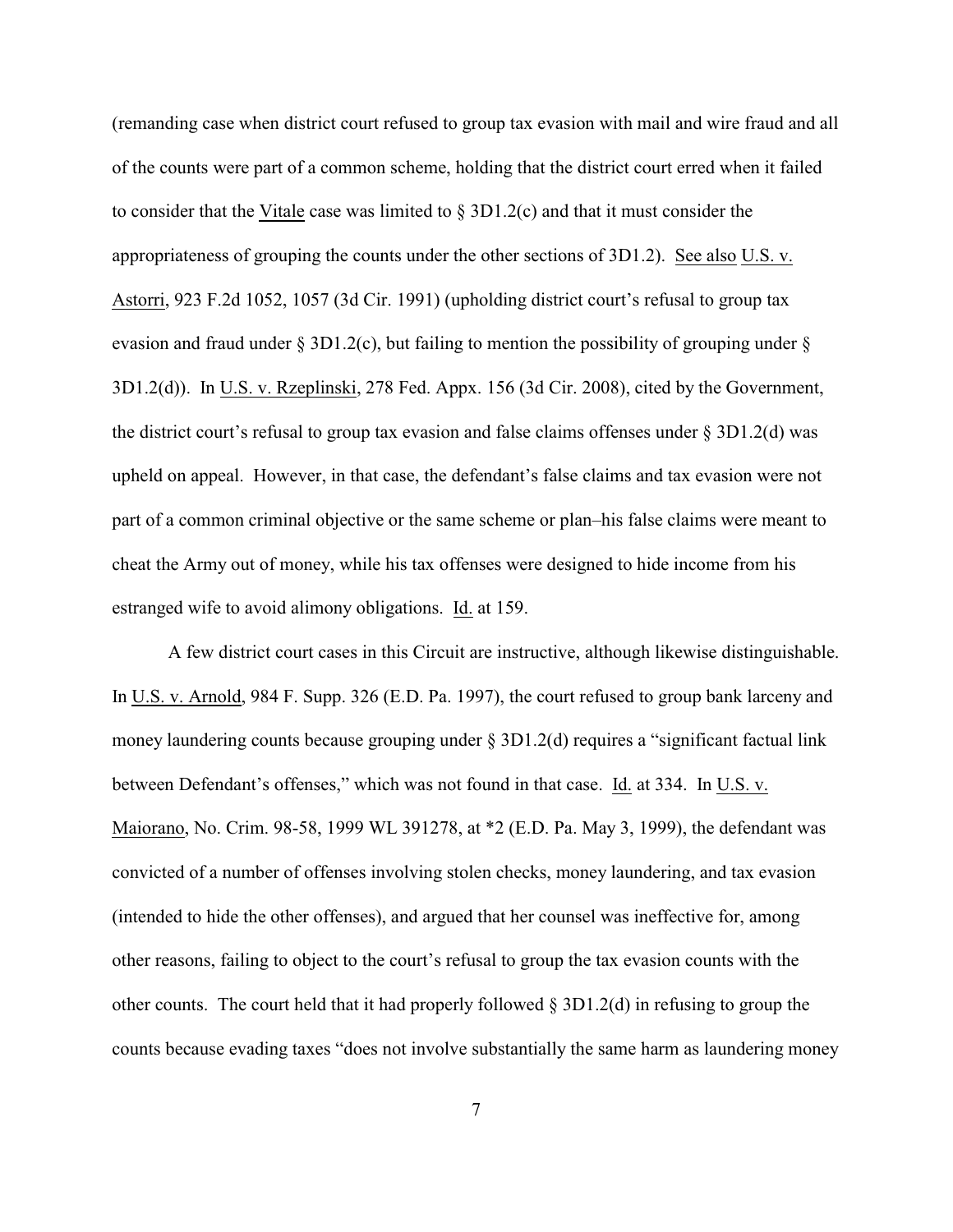(remanding case when district court refused to group tax evasion with mail and wire fraud and all of the counts were part of a common scheme, holding that the district court erred when it failed to consider that the Vitale case was limited to § 3D1.2(c) and that it must consider the appropriateness of grouping the counts under the other sections of 3D1.2). See also U.S. v. Astorri, 923 F.2d 1052, 1057 (3d Cir. 1991) (upholding district court's refusal to group tax evasion and fraud under § 3D1.2(c), but failing to mention the possibility of grouping under § 3D1.2(d)). In U.S. v. Rzeplinski, 278 Fed. Appx. 156 (3d Cir. 2008), cited by the Government, the district court's refusal to group tax evasion and false claims offenses under § 3D1.2(d) was upheld on appeal. However, in that case, the defendant's false claims and tax evasion were not part of a common criminal objective or the same scheme or plan–his false claims were meant to cheat the Army out of money, while his tax offenses were designed to hide income from his estranged wife to avoid alimony obligations. Id. at 159.

A few district court cases in this Circuit are instructive, although likewise distinguishable. In U.S. v. Arnold, 984 F. Supp. 326 (E.D. Pa. 1997), the court refused to group bank larceny and money laundering counts because grouping under § 3D1.2(d) requires a "significant factual link between Defendant's offenses," which was not found in that case. Id. at 334. In U.S. v. Maiorano, No. Crim. 98-58, 1999 WL 391278, at *2 (E.D. Pa. May 3, 1999), the defendant was convicted of a number of offenses involving stolen checks, money laundering, and tax evasion (intended to hide the other offenses), and argued that her counsel was ineffective for, among other reasons, failing to object to the court's refusal to group the tax evasion counts with the other counts. The court held that it had properly followed § 3D1.2(d) in refusing to group the counts because evading taxes "does not involve substantially the same harm as laundering money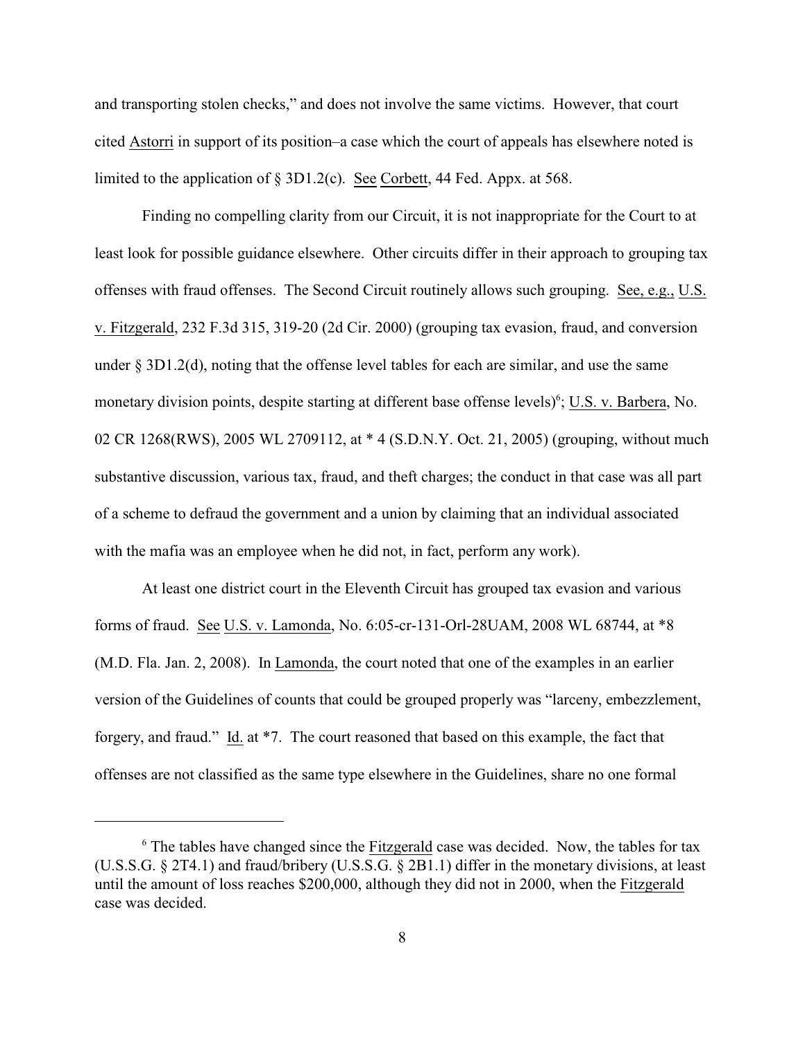and transporting stolen checks," and does not involve the same victims. However, that court cited Astorri in support of its position–a case which the court of appeals has elsewhere noted is limited to the application of § 3D1.2(c). See Corbett, 44 Fed. Appx. at 568.

Finding no compelling clarity from our Circuit, it is not inappropriate for the Court to at least look for possible guidance elsewhere. Other circuits differ in their approach to grouping tax offenses with fraud offenses. The Second Circuit routinely allows such grouping. See, e.g., U.S. v. Fitzgerald, 232 F.3d 315, 319-20 (2d Cir. 2000) (grouping tax evasion, fraud, and conversion under § 3D1.2(d), noting that the offense level tables for each are similar, and use the same monetary division points, despite starting at different base offense levels)[6]; U.S. v. Barbera, No. 02 CR 1268(RWS), 2005 WL 2709112, at * 4 (S.D.N.Y. Oct. 21, 2005) (grouping, without much substantive discussion, various tax, fraud, and theft charges; the conduct in that case was all part of a scheme to defraud the government and a union by claiming that an individual associated with the mafia was an employee when he did not, in fact, perform any work).

At least one district court in the Eleventh Circuit has grouped tax evasion and various forms of fraud. See U.S. v. Lamonda, No. 6:05-cr-131-Orl-28UAM, 2008 WL 68744, at *8 (M.D. Fla. Jan. 2, 2008). In Lamonda, the court noted that one of the examples in an earlier version of the Guidelines of counts that could be grouped properly was "larceny, embezzlement, forgery, and fraud." Id. at *7. The court reasoned that based on this example, the fact that offenses are not classified as the same type elsewhere in the Guidelines, share no one formal

---

[6] The tables have changed since the Fitzgerald case was decided. Now, the tables for tax (U.S.S.G. § 2T4.1) and fraud/bribery (U.S.S.G. § 2B1.1) differ in the monetary divisions, at least until the amount of loss reaches $200,000, although they did not in 2000, when the Fitzgerald case was decided.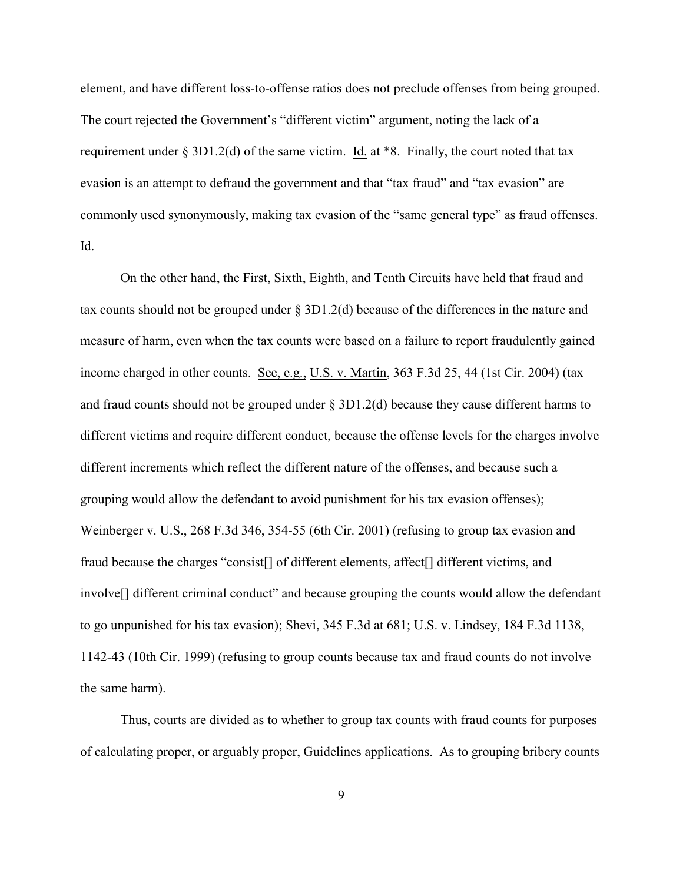element, and have different loss-to-offense ratios does not preclude offenses from being grouped. The court rejected the Government's "different victim" argument, noting the lack of a requirement under § 3D1.2(d) of the same victim. Id. at *8. Finally, the court noted that tax evasion is an attempt to defraud the government and that "tax fraud" and "tax evasion" are commonly used synonymously, making tax evasion of the "same general type" as fraud offenses. Id.

On the other hand, the First, Sixth, Eighth, and Tenth Circuits have held that fraud and tax counts should not be grouped under § 3D1.2(d) because of the differences in the nature and measure of harm, even when the tax counts were based on a failure to report fraudulently gained income charged in other counts. See, e.g., U.S. v. Martin, 363 F.3d 25, 44 (1st Cir. 2004) (tax and fraud counts should not be grouped under § 3D1.2(d) because they cause different harms to different victims and require different conduct, because the offense levels for the charges involve different increments which reflect the different nature of the offenses, and because such a grouping would allow the defendant to avoid punishment for his tax evasion offenses); Weinberger v. U.S., 268 F.3d 346, 354-55 (6th Cir. 2001) (refusing to group tax evasion and fraud because the charges "consist[] of different elements, affect[] different victims, and involve[] different criminal conduct" and because grouping the counts would allow the defendant to go unpunished for his tax evasion); Shevi, 345 F.3d at 681; U.S. v. Lindsey, 184 F.3d 1138, 1142-43 (10th Cir. 1999) (refusing to group counts because tax and fraud counts do not involve the same harm).

Thus, courts are divided as to whether to group tax counts with fraud counts for purposes of calculating proper, or arguably proper, Guidelines applications. As to grouping bribery counts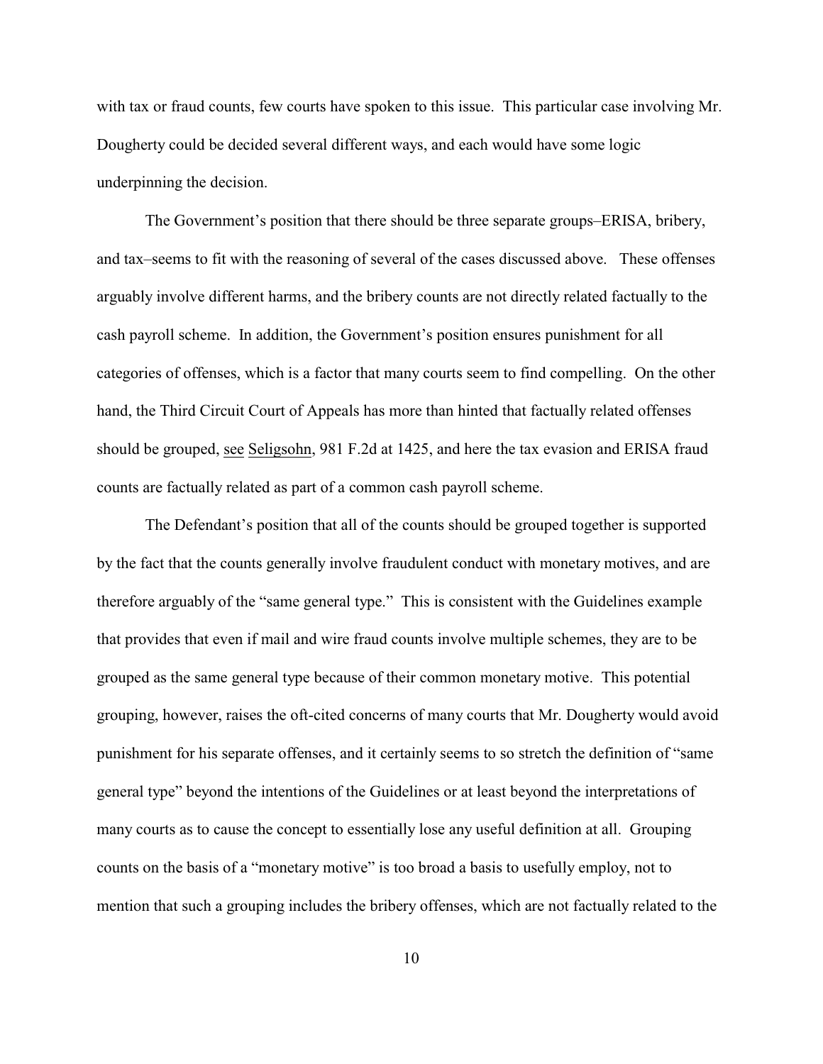with tax or fraud counts, few courts have spoken to this issue. This particular case involving Mr. Dougherty could be decided several different ways, and each would have some logic underpinning the decision.

The Government's position that there should be three separate groups–ERISA, bribery, and tax–seems to fit with the reasoning of several of the cases discussed above. These offenses arguably involve different harms, and the bribery counts are not directly related factually to the cash payroll scheme. In addition, the Government's position ensures punishment for all categories of offenses, which is a factor that many courts seem to find compelling. On the other hand, the Third Circuit Court of Appeals has more than hinted that factually related offenses should be grouped, see Seligsohn, 981 F.2d at 1425, and here the tax evasion and ERISA fraud counts are factually related as part of a common cash payroll scheme.

The Defendant's position that all of the counts should be grouped together is supported by the fact that the counts generally involve fraudulent conduct with monetary motives, and are therefore arguably of the "same general type." This is consistent with the Guidelines example that provides that even if mail and wire fraud counts involve multiple schemes, they are to be grouped as the same general type because of their common monetary motive. This potential grouping, however, raises the oft-cited concerns of many courts that Mr. Dougherty would avoid punishment for his separate offenses, and it certainly seems to so stretch the definition of "same general type" beyond the intentions of the Guidelines or at least beyond the interpretations of many courts as to cause the concept to essentially lose any useful definition at all. Grouping counts on the basis of a "monetary motive" is too broad a basis to usefully employ, not to mention that such a grouping includes the bribery offenses, which are not factually related to the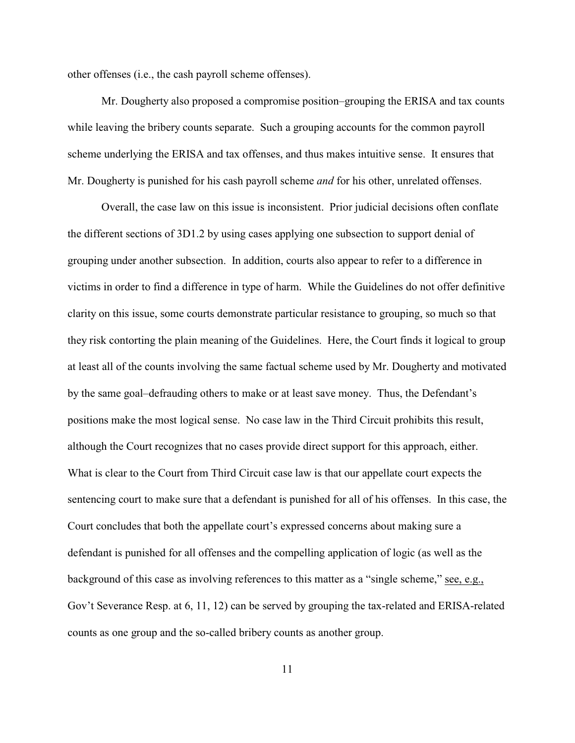other offenses (i.e., the cash payroll scheme offenses).

Mr. Dougherty also proposed a compromise position–grouping the ERISA and tax counts while leaving the bribery counts separate. Such a grouping accounts for the common payroll scheme underlying the ERISA and tax offenses, and thus makes intuitive sense. It ensures that Mr. Dougherty is punished for his cash payroll scheme *and* for his other, unrelated offenses.

Overall, the case law on this issue is inconsistent. Prior judicial decisions often conflate the different sections of 3D1.2 by using cases applying one subsection to support denial of grouping under another subsection. In addition, courts also appear to refer to a difference in victims in order to find a difference in type of harm. While the Guidelines do not offer definitive clarity on this issue, some courts demonstrate particular resistance to grouping, so much so that they risk contorting the plain meaning of the Guidelines. Here, the Court finds it logical to group at least all of the counts involving the same factual scheme used by Mr. Dougherty and motivated by the same goal–defrauding others to make or at least save money. Thus, the Defendant's positions make the most logical sense. No case law in the Third Circuit prohibits this result, although the Court recognizes that no cases provide direct support for this approach, either. What is clear to the Court from Third Circuit case law is that our appellate court expects the sentencing court to make sure that a defendant is punished for all of his offenses. In this case, the Court concludes that both the appellate court's expressed concerns about making sure a defendant is punished for all offenses and the compelling application of logic (as well as the background of this case as involving references to this matter as a "single scheme," see, e.g., Gov't Severance Resp. at 6, 11, 12) can be served by grouping the tax-related and ERISA-related counts as one group and the so-called bribery counts as another group.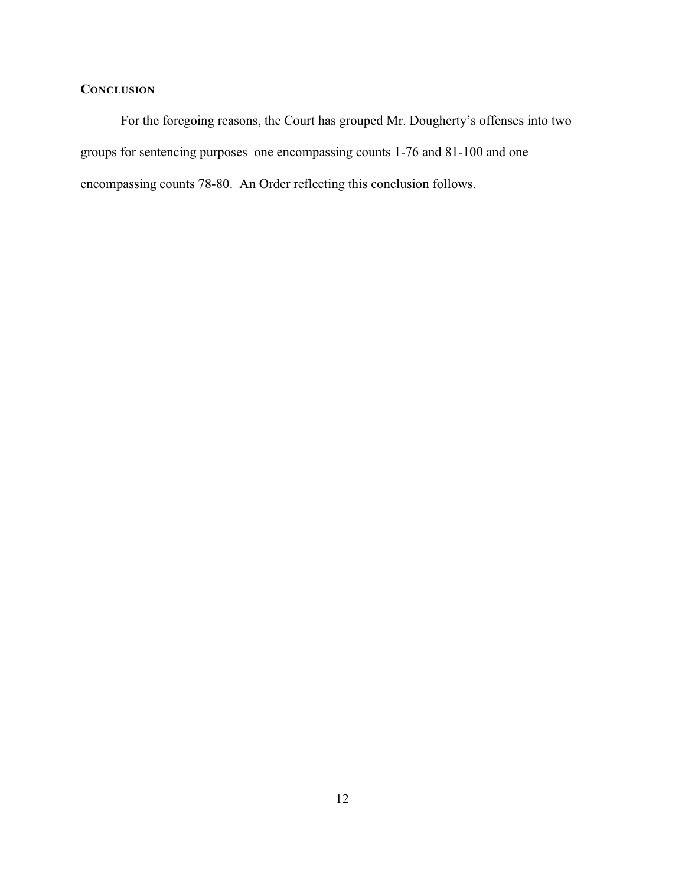## CONCLUSION

For the foregoing reasons, the Court has grouped Mr. Dougherty's offenses into two groups for sentencing purposes–one encompassing counts 1-76 and 81-100 and one encompassing counts 78-80. An Order reflecting this conclusion follows.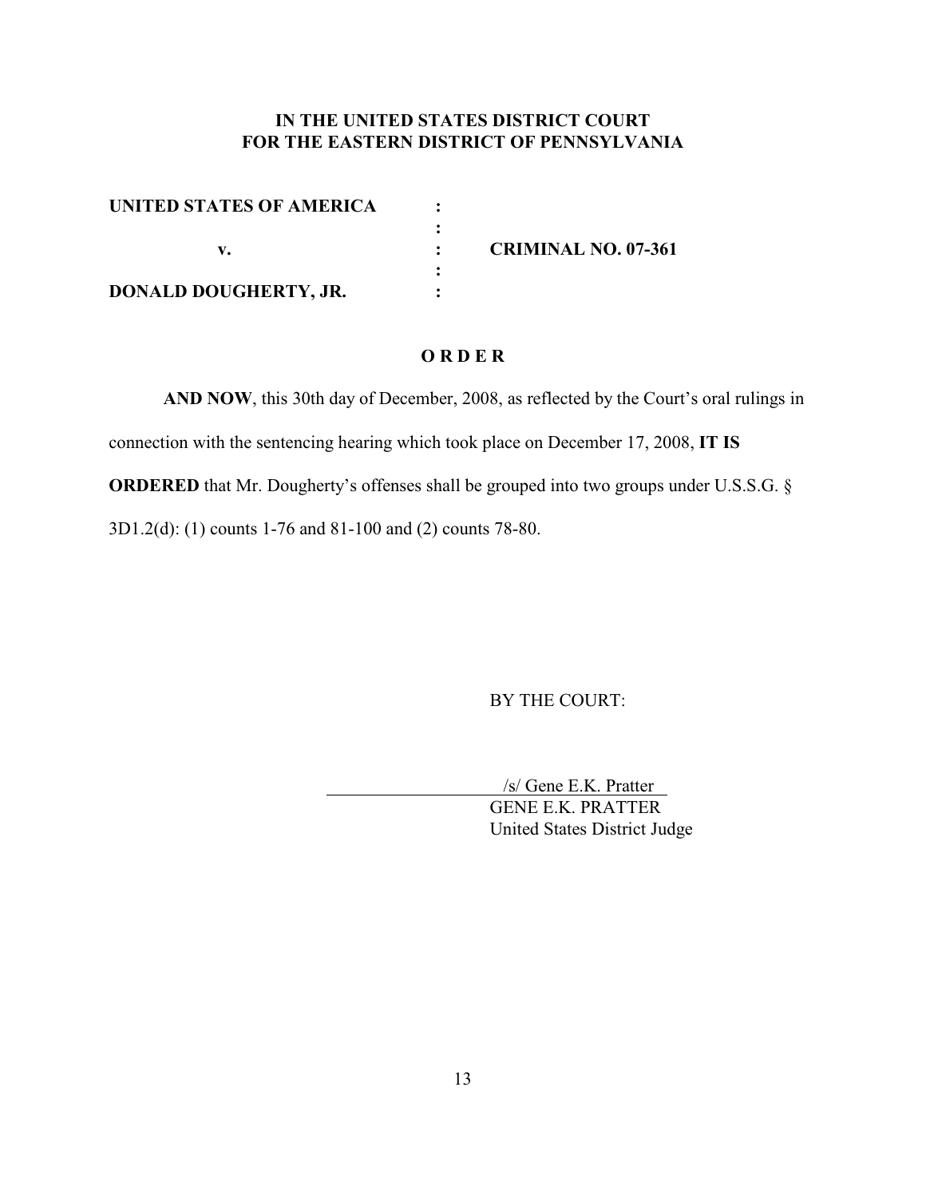**IN THE UNITED STATES DISTRICT COURT**
**FOR THE EASTERN DISTRICT OF PENNSYLVANIA**

| | | |
|---|---|---|
| **UNITED STATES OF AMERICA** | : | |
| | : | |
| **v.** | : | **CRIMINAL NO. 07-361** |
| | : | |
| **DONALD DOUGHERTY, JR.** | : | |

**O R D E R**

**AND NOW**, this 30th day of December, 2008, as reflected by the Court's oral rulings in connection with the sentencing hearing which took place on December 17, 2008, **IT IS ORDERED** that Mr. Dougherty's offenses shall be grouped into two groups under U.S.S.G. § 3D1.2(d): (1) counts 1-76 and 81-100 and (2) counts 78-80.

BY THE COURT:

/s/ Gene E.K. Pratter
GENE E.K. PRATTER
United States District Judge